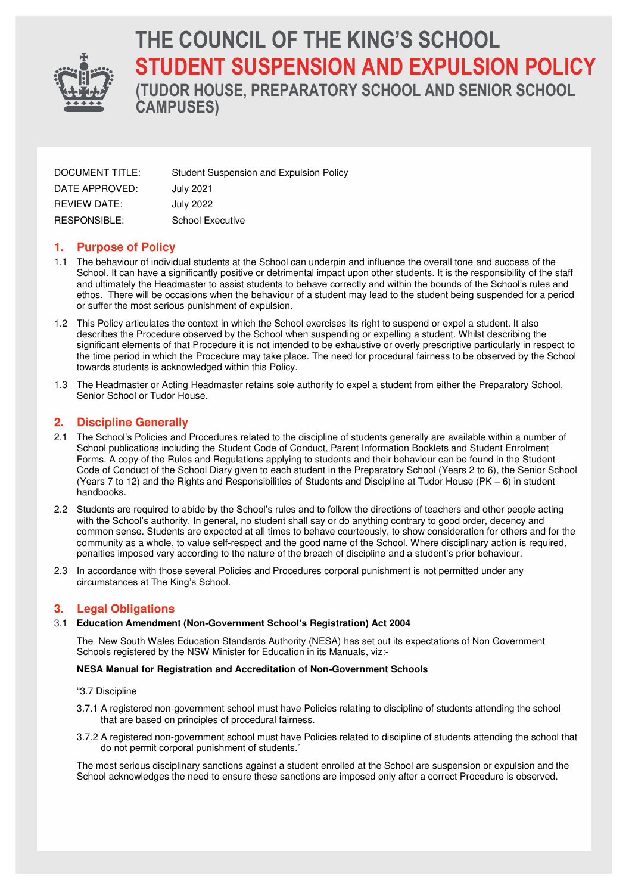# THE COUNCIL OF THE KING'S SCHOOL

# STUDENT SUSPENSION AND EXPULSION POLICY

## (TUDOR HOUSE, PREPARATORY SCHOOL AND SENIOR SCHOOL CAMPUSES)

| | |
|---|---|
| DOCUMENT TITLE: | Student Suspension and Expulsion Policy |
| DATE APPROVED: | July 2021 |
| REVIEW DATE: | July 2022 |
| RESPONSIBLE: | School Executive |

## 1. Purpose of Policy

1.1 The behaviour of individual students at the School can underpin and influence the overall tone and success of the School. It can have a significantly positive or detrimental impact upon other students. It is the responsibility of the staff and ultimately the Headmaster to assist students to behave correctly and within the bounds of the School's rules and ethos. There will be occasions when the behaviour of a student may lead to the student being suspended for a period or suffer the most serious punishment of expulsion.

1.2 This Policy articulates the context in which the School exercises its right to suspend or expel a student. It also describes the Procedure observed by the School when suspending or expelling a student. Whilst describing the significant elements of that Procedure it is not intended to be exhaustive or overly prescriptive particularly in respect to the time period in which the Procedure may take place. The need for procedural fairness to be observed by the School towards students is acknowledged within this Policy.

1.3 The Headmaster or Acting Headmaster retains sole authority to expel a student from either the Preparatory School, Senior School or Tudor House.

## 2. Discipline Generally

2.1 The School's Policies and Procedures related to the discipline of students generally are available within a number of School publications including the Student Code of Conduct, Parent Information Booklets and Student Enrolment Forms. A copy of the Rules and Regulations applying to students and their behaviour can be found in the Student Code of Conduct of the School Diary given to each student in the Preparatory School (Years 2 to 6), the Senior School (Years 7 to 12) and the Rights and Responsibilities of Students and Discipline at Tudor House (PK – 6) in student handbooks.

2.2 Students are required to abide by the School's rules and to follow the directions of teachers and other people acting with the School's authority. In general, no student shall say or do anything contrary to good order, decency and common sense. Students are expected at all times to behave courteously, to show consideration for others and for the community as a whole, to value self-respect and the good name of the School. Where disciplinary action is required, penalties imposed vary according to the nature of the breach of discipline and a student's prior behaviour.

2.3 In accordance with those several Policies and Procedures corporal punishment is not permitted under any circumstances at The King's School.

## 3. Legal Obligations

3.1 **Education Amendment (Non-Government School's Registration) Act 2004**

The New South Wales Education Standards Authority (NESA) has set out its expectations of Non Government Schools registered by the NSW Minister for Education in its Manuals, viz:-

**NESA Manual for Registration and Accreditation of Non-Government Schools**

"3.7 Discipline

3.7.1 A registered non-government school must have Policies relating to discipline of students attending the school that are based on principles of procedural fairness.

3.7.2 A registered non-government school must have Policies related to discipline of students attending the school that do not permit corporal punishment of students."

The most serious disciplinary sanctions against a student enrolled at the School are suspension or expulsion and the School acknowledges the need to ensure these sanctions are imposed only after a correct Procedure is observed.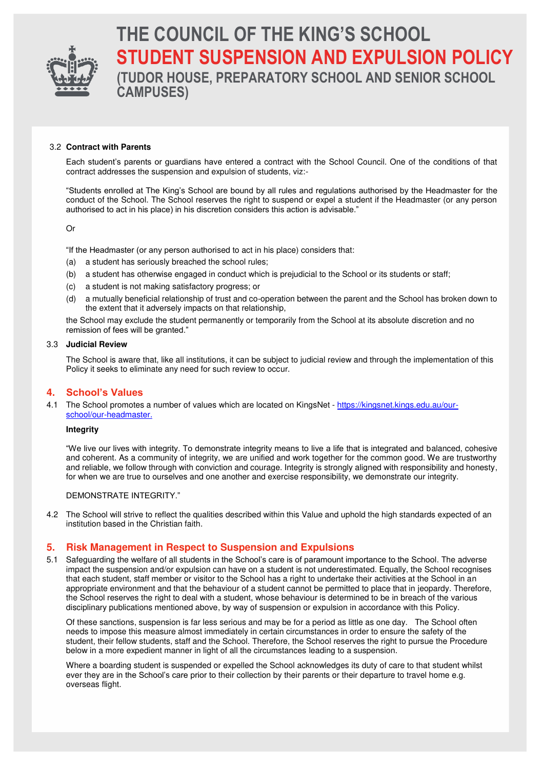# THE COUNCIL OF THE KING'S SCHOOL
## STUDENT SUSPENSION AND EXPULSION POLICY
### (TUDOR HOUSE, PREPARATORY SCHOOL AND SENIOR SCHOOL CAMPUSES)

3.2 **Contract with Parents**

Each student's parents or guardians have entered a contract with the School Council. One of the conditions of that contract addresses the suspension and expulsion of students, viz:-

"Students enrolled at The King's School are bound by all rules and regulations authorised by the Headmaster for the conduct of the School. The School reserves the right to suspend or expel a student if the Headmaster (or any person authorised to act in his place) in his discretion considers this action is advisable."

Or

"If the Headmaster (or any person authorised to act in his place) considers that:

(a) a student has seriously breached the school rules;

(b) a student has otherwise engaged in conduct which is prejudicial to the School or its students or staff;

(c) a student is not making satisfactory progress; or

(d) a mutually beneficial relationship of trust and co-operation between the parent and the School has broken down to the extent that it adversely impacts on that relationship,

the School may exclude the student permanently or temporarily from the School at its absolute discretion and no remission of fees will be granted."

3.3 **Judicial Review**

The School is aware that, like all institutions, it can be subject to judicial review and through the implementation of this Policy it seeks to eliminate any need for such review to occur.

## 4. School's Values

4.1 The School promotes a number of values which are located on KingsNet - https://kingsnet.kings.edu.au/our-school/our-headmaster.

**Integrity**

"We live our lives with integrity. To demonstrate integrity means to live a life that is integrated and balanced, cohesive and coherent. As a community of integrity, we are unified and work together for the common good. We are trustworthy and reliable, we follow through with conviction and courage. Integrity is strongly aligned with responsibility and honesty, for when we are true to ourselves and one another and exercise responsibility, we demonstrate our integrity.

DEMONSTRATE INTEGRITY."

4.2 The School will strive to reflect the qualities described within this Value and uphold the high standards expected of an institution based in the Christian faith.

## 5. Risk Management in Respect to Suspension and Expulsions

5.1 Safeguarding the welfare of all students in the School's care is of paramount importance to the School. The adverse impact the suspension and/or expulsion can have on a student is not underestimated. Equally, the School recognises that each student, staff member or visitor to the School has a right to undertake their activities at the School in an appropriate environment and that the behaviour of a student cannot be permitted to place that in jeopardy. Therefore, the School reserves the right to deal with a student, whose behaviour is determined to be in breach of the various disciplinary publications mentioned above, by way of suspension or expulsion in accordance with this Policy.

Of these sanctions, suspension is far less serious and may be for a period as little as one day. The School often needs to impose this measure almost immediately in certain circumstances in order to ensure the safety of the student, their fellow students, staff and the School. Therefore, the School reserves the right to pursue the Procedure below in a more expedient manner in light of all the circumstances leading to a suspension.

Where a boarding student is suspended or expelled the School acknowledges its duty of care to that student whilst ever they are in the School's care prior to their collection by their parents or their departure to travel home e.g. overseas flight.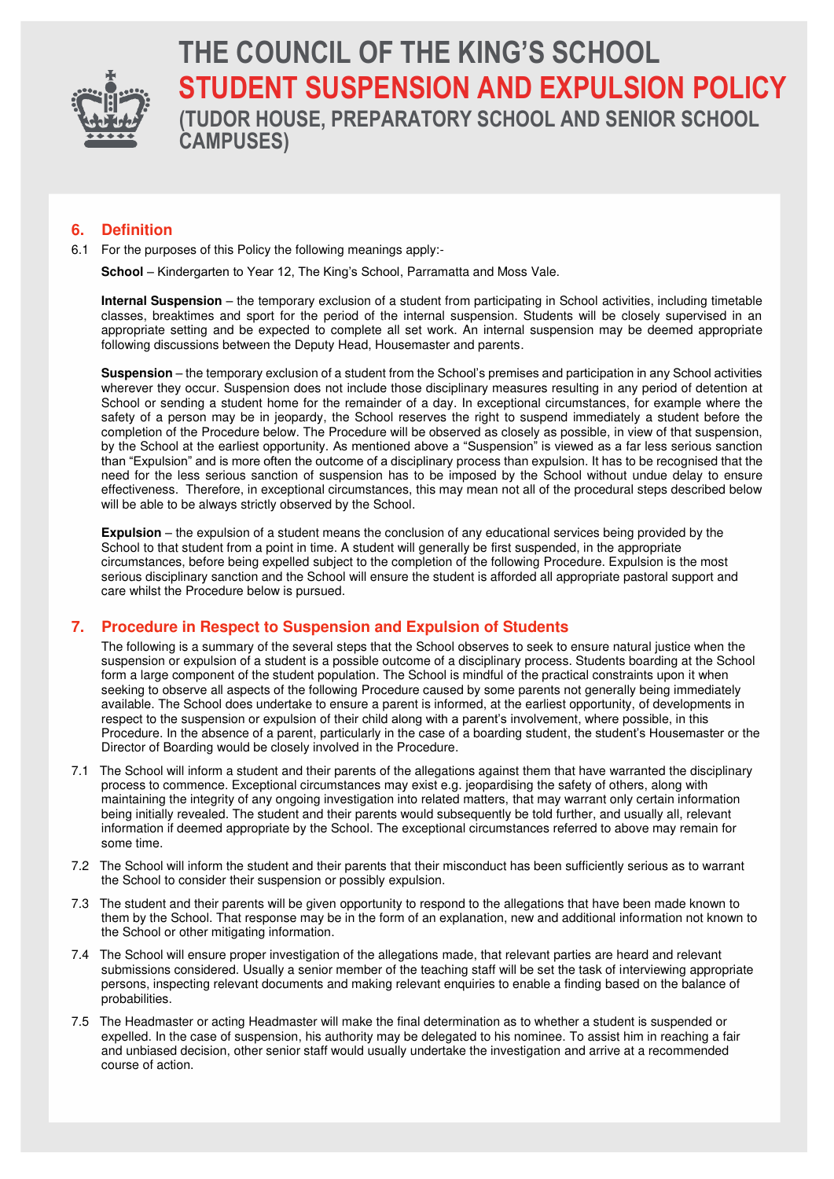# THE COUNCIL OF THE KING'S SCHOOL

# STUDENT SUSPENSION AND EXPULSION POLICY

### (TUDOR HOUSE, PREPARATORY SCHOOL AND SENIOR SCHOOL CAMPUSES)

## 6. Definition

6.1 For the purposes of this Policy the following meanings apply:-

**School** – Kindergarten to Year 12, The King's School, Parramatta and Moss Vale.

**Internal Suspension** – the temporary exclusion of a student from participating in School activities, including timetable classes, breaktimes and sport for the period of the internal suspension. Students will be closely supervised in an appropriate setting and be expected to complete all set work. An internal suspension may be deemed appropriate following discussions between the Deputy Head, Housemaster and parents.

**Suspension** – the temporary exclusion of a student from the School's premises and participation in any School activities wherever they occur. Suspension does not include those disciplinary measures resulting in any period of detention at School or sending a student home for the remainder of a day. In exceptional circumstances, for example where the safety of a person may be in jeopardy, the School reserves the right to suspend immediately a student before the completion of the Procedure below. The Procedure will be observed as closely as possible, in view of that suspension, by the School at the earliest opportunity. As mentioned above a "Suspension" is viewed as a far less serious sanction than "Expulsion" and is more often the outcome of a disciplinary process than expulsion. It has to be recognised that the need for the less serious sanction of suspension has to be imposed by the School without undue delay to ensure effectiveness. Therefore, in exceptional circumstances, this may mean not all of the procedural steps described below will be able to be always strictly observed by the School.

**Expulsion** – the expulsion of a student means the conclusion of any educational services being provided by the School to that student from a point in time. A student will generally be first suspended, in the appropriate circumstances, before being expelled subject to the completion of the following Procedure. Expulsion is the most serious disciplinary sanction and the School will ensure the student is afforded all appropriate pastoral support and care whilst the Procedure below is pursued.

## 7. Procedure in Respect to Suspension and Expulsion of Students

The following is a summary of the several steps that the School observes to seek to ensure natural justice when the suspension or expulsion of a student is a possible outcome of a disciplinary process. Students boarding at the School form a large component of the student population. The School is mindful of the practical constraints upon it when seeking to observe all aspects of the following Procedure caused by some parents not generally being immediately available. The School does undertake to ensure a parent is informed, at the earliest opportunity, of developments in respect to the suspension or expulsion of their child along with a parent's involvement, where possible, in this Procedure. In the absence of a parent, particularly in the case of a boarding student, the student's Housemaster or the Director of Boarding would be closely involved in the Procedure.

7.1 The School will inform a student and their parents of the allegations against them that have warranted the disciplinary process to commence. Exceptional circumstances may exist e.g. jeopardising the safety of others, along with maintaining the integrity of any ongoing investigation into related matters, that may warrant only certain information being initially revealed. The student and their parents would subsequently be told further, and usually all, relevant information if deemed appropriate by the School. The exceptional circumstances referred to above may remain for some time.

7.2 The School will inform the student and their parents that their misconduct has been sufficiently serious as to warrant the School to consider their suspension or possibly expulsion.

7.3 The student and their parents will be given opportunity to respond to the allegations that have been made known to them by the School. That response may be in the form of an explanation, new and additional information not known to the School or other mitigating information.

7.4 The School will ensure proper investigation of the allegations made, that relevant parties are heard and relevant submissions considered. Usually a senior member of the teaching staff will be set the task of interviewing appropriate persons, inspecting relevant documents and making relevant enquiries to enable a finding based on the balance of probabilities.

7.5 The Headmaster or acting Headmaster will make the final determination as to whether a student is suspended or expelled. In the case of suspension, his authority may be delegated to his nominee. To assist him in reaching a fair and unbiased decision, other senior staff would usually undertake the investigation and arrive at a recommended course of action.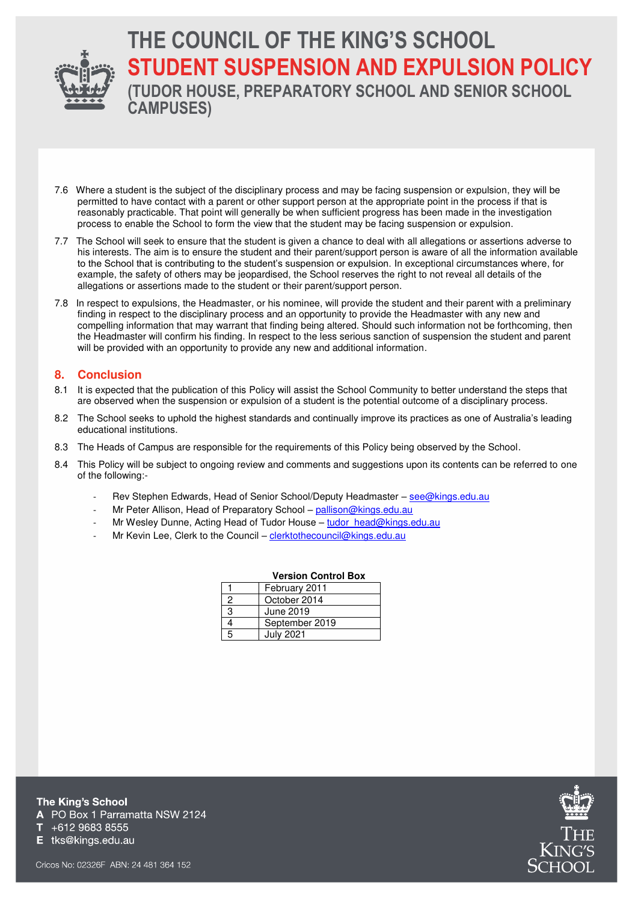7.6 Where a student is the subject of the disciplinary process and may be facing suspension or expulsion, they will be permitted to have contact with a parent or other support person at the appropriate point in the process if that is reasonably practicable. That point will generally be when sufficient progress has been made in the investigation process to enable the School to form the view that the student may be facing suspension or expulsion.

7.7 The School will seek to ensure that the student is given a chance to deal with all allegations or assertions adverse to his interests. The aim is to ensure the student and their parent/support person is aware of all the information available to the School that is contributing to the student's suspension or expulsion. In exceptional circumstances where, for example, the safety of others may be jeopardised, the School reserves the right to not reveal all details of the allegations or assertions made to the student or their parent/support person.

7.8 In respect to expulsions, the Headmaster, or his nominee, will provide the student and their parent with a preliminary finding in respect to the disciplinary process and an opportunity to provide the Headmaster with any new and compelling information that may warrant that finding being altered. Should such information not be forthcoming, then the Headmaster will confirm his finding. In respect to the less serious sanction of suspension the student and parent will be provided with an opportunity to provide any new and additional information.

## 8. Conclusion

8.1 It is expected that the publication of this Policy will assist the School Community to better understand the steps that are observed when the suspension or expulsion of a student is the potential outcome of a disciplinary process.

8.2 The School seeks to uphold the highest standards and continually improve its practices as one of Australia's leading educational institutions.

8.3 The Heads of Campus are responsible for the requirements of this Policy being observed by the School.

8.4 This Policy will be subject to ongoing review and comments and suggestions upon its contents can be referred to one of the following:-

- Rev Stephen Edwards, Head of Senior School/Deputy Headmaster – see@kings.edu.au
- Mr Peter Allison, Head of Preparatory School – pallison@kings.edu.au
- Mr Wesley Dunne, Acting Head of Tudor House – tudor_head@kings.edu.au
- Mr Kevin Lee, Clerk to the Council – clerktothecouncil@kings.edu.au

**Version Control Box**

| | |
|---|---|
| 1 | February 2011 |
| 2 | October 2014 |
| 3 | June 2019 |
| 4 | September 2019 |
| 5 | July 2021 |